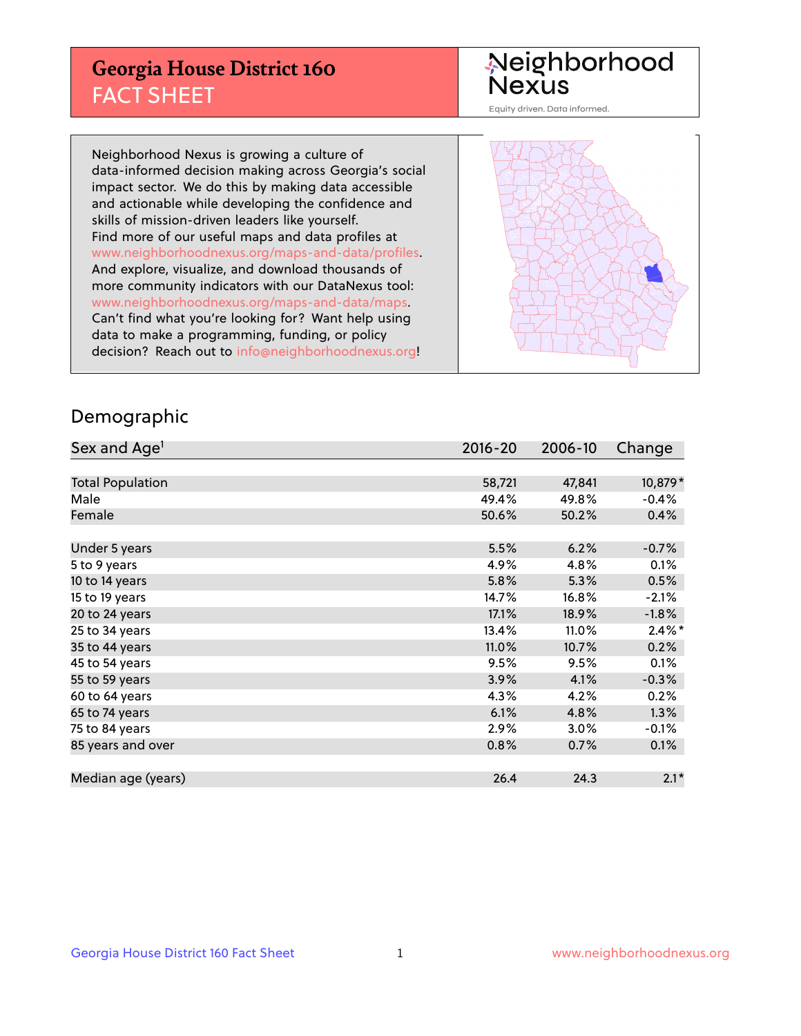# Georgia House District 160
## FACT SHEET

Neighborhood Nexus
Equity driven. Data informed.

Neighborhood Nexus is growing a culture of data-informed decision making across Georgia's social impact sector. We do this by making data accessible and actionable while developing the confidence and skills of mission-driven leaders like yourself. Find more of our useful maps and data profiles at www.neighborhoodnexus.org/maps-and-data/profiles. And explore, visualize, and download thousands of more community indicators with our DataNexus tool: www.neighborhoodnexus.org/maps-and-data/maps. Can't find what you're looking for? Want help using data to make a programming, funding, or policy decision? Reach out to info@neighborhoodnexus.org!

## Demographic

| Sex and Age[1] | 2016-20 | 2006-10 | Change |
|---|---|---|---|
| Total Population | 58,721 | 47,841 | 10,879* |
| Male | 49.4% | 49.8% | -0.4% |
| Female | 50.6% | 50.2% | 0.4% |
| | | | |
| Under 5 years | 5.5% | 6.2% | -0.7% |
| 5 to 9 years | 4.9% | 4.8% | 0.1% |
| 10 to 14 years | 5.8% | 5.3% | 0.5% |
| 15 to 19 years | 14.7% | 16.8% | -2.1% |
| 20 to 24 years | 17.1% | 18.9% | -1.8% |
| 25 to 34 years | 13.4% | 11.0% | 2.4%* |
| 35 to 44 years | 11.0% | 10.7% | 0.2% |
| 45 to 54 years | 9.5% | 9.5% | 0.1% |
| 55 to 59 years | 3.9% | 4.1% | -0.3% |
| 60 to 64 years | 4.3% | 4.2% | 0.2% |
| 65 to 74 years | 6.1% | 4.8% | 1.3% |
| 75 to 84 years | 2.9% | 3.0% | -0.1% |
| 85 years and over | 0.8% | 0.7% | 0.1% |
| | | | |
| Median age (years) | 26.4 | 24.3 | 2.1* |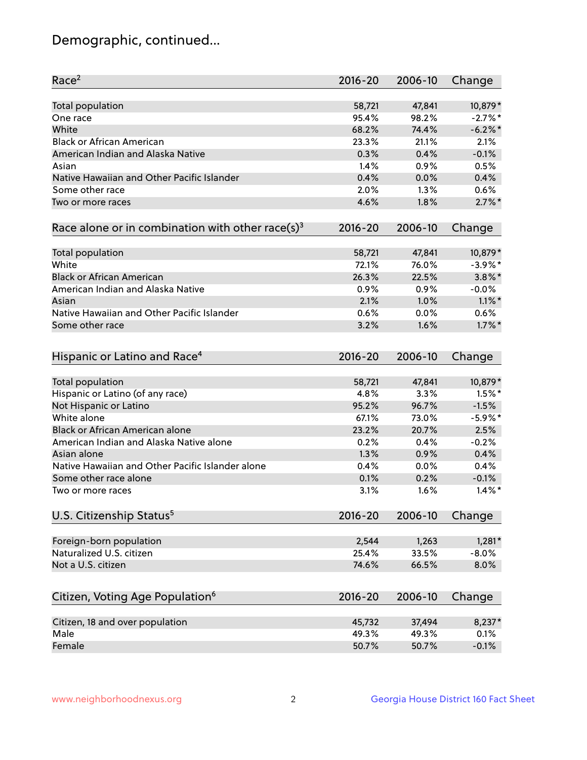# Demographic, continued...

| Race[2] | 2016-20 | 2006-10 | Change |
|---|---|---|---|
| Total population | 58,721 | 47,841 | 10,879* |
| One race | 95.4% | 98.2% | -2.7%* |
| White | 68.2% | 74.4% | -6.2%* |
| Black or African American | 23.3% | 21.1% | 2.1% |
| American Indian and Alaska Native | 0.3% | 0.4% | -0.1% |
| Asian | 1.4% | 0.9% | 0.5% |
| Native Hawaiian and Other Pacific Islander | 0.4% | 0.0% | 0.4% |
| Some other race | 2.0% | 1.3% | 0.6% |
| Two or more races | 4.6% | 1.8% | 2.7%* |

| Race alone or in combination with other race(s)[3] | 2016-20 | 2006-10 | Change |
|---|---|---|---|
| Total population | 58,721 | 47,841 | 10,879* |
| White | 72.1% | 76.0% | -3.9%* |
| Black or African American | 26.3% | 22.5% | 3.8%* |
| American Indian and Alaska Native | 0.9% | 0.9% | -0.0% |
| Asian | 2.1% | 1.0% | 1.1%* |
| Native Hawaiian and Other Pacific Islander | 0.6% | 0.0% | 0.6% |
| Some other race | 3.2% | 1.6% | 1.7%* |

| Hispanic or Latino and Race[4] | 2016-20 | 2006-10 | Change |
|---|---|---|---|
| Total population | 58,721 | 47,841 | 10,879* |
| Hispanic or Latino (of any race) | 4.8% | 3.3% | 1.5%* |
| Not Hispanic or Latino | 95.2% | 96.7% | -1.5% |
| White alone | 67.1% | 73.0% | -5.9%* |
| Black or African American alone | 23.2% | 20.7% | 2.5% |
| American Indian and Alaska Native alone | 0.2% | 0.4% | -0.2% |
| Asian alone | 1.3% | 0.9% | 0.4% |
| Native Hawaiian and Other Pacific Islander alone | 0.4% | 0.0% | 0.4% |
| Some other race alone | 0.1% | 0.2% | -0.1% |
| Two or more races | 3.1% | 1.6% | 1.4%* |

| U.S. Citizenship Status[5] | 2016-20 | 2006-10 | Change |
|---|---|---|---|
| Foreign-born population | 2,544 | 1,263 | 1,281* |
| Naturalized U.S. citizen | 25.4% | 33.5% | -8.0% |
| Not a U.S. citizen | 74.6% | 66.5% | 8.0% |

| Citizen, Voting Age Population[6] | 2016-20 | 2006-10 | Change |
|---|---|---|---|
| Citizen, 18 and over population | 45,732 | 37,494 | 8,237* |
| Male | 49.3% | 49.3% | 0.1% |
| Female | 50.7% | 50.7% | -0.1% |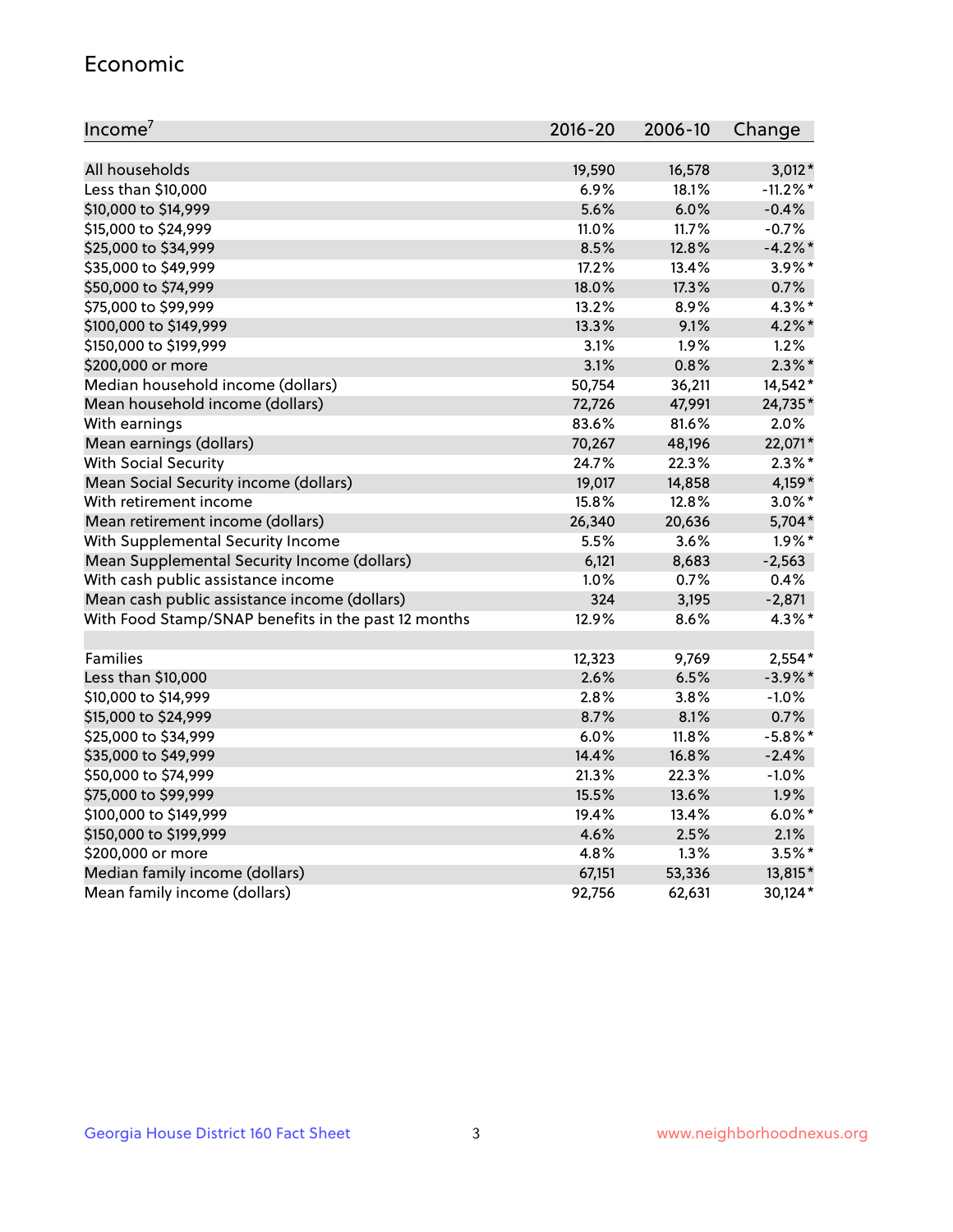## Economic

| Income[7] | 2016-20 | 2006-10 | Change |
|---|---|---|---|
| All households | 19,590 | 16,578 | 3,012* |
| Less than $10,000 | 6.9% | 18.1% | -11.2%* |
| $10,000 to $14,999 | 5.6% | 6.0% | -0.4% |
| $15,000 to $24,999 | 11.0% | 11.7% | -0.7% |
| $25,000 to $34,999 | 8.5% | 12.8% | -4.2%* |
| $35,000 to $49,999 | 17.2% | 13.4% | 3.9%* |
| $50,000 to $74,999 | 18.0% | 17.3% | 0.7% |
| $75,000 to $99,999 | 13.2% | 8.9% | 4.3%* |
| $100,000 to $149,999 | 13.3% | 9.1% | 4.2%* |
| $150,000 to $199,999 | 3.1% | 1.9% | 1.2% |
| $200,000 or more | 3.1% | 0.8% | 2.3%* |
| Median household income (dollars) | 50,754 | 36,211 | 14,542* |
| Mean household income (dollars) | 72,726 | 47,991 | 24,735* |
| With earnings | 83.6% | 81.6% | 2.0% |
| Mean earnings (dollars) | 70,267 | 48,196 | 22,071* |
| With Social Security | 24.7% | 22.3% | 2.3%* |
| Mean Social Security income (dollars) | 19,017 | 14,858 | 4,159* |
| With retirement income | 15.8% | 12.8% | 3.0%* |
| Mean retirement income (dollars) | 26,340 | 20,636 | 5,704* |
| With Supplemental Security Income | 5.5% | 3.6% | 1.9%* |
| Mean Supplemental Security Income (dollars) | 6,121 | 8,683 | -2,563 |
| With cash public assistance income | 1.0% | 0.7% | 0.4% |
| Mean cash public assistance income (dollars) | 324 | 3,195 | -2,871 |
| With Food Stamp/SNAP benefits in the past 12 months | 12.9% | 8.6% | 4.3%* |
| | | | |
| Families | 12,323 | 9,769 | 2,554* |
| Less than $10,000 | 2.6% | 6.5% | -3.9%* |
| $10,000 to $14,999 | 2.8% | 3.8% | -1.0% |
| $15,000 to $24,999 | 8.7% | 8.1% | 0.7% |
| $25,000 to $34,999 | 6.0% | 11.8% | -5.8%* |
| $35,000 to $49,999 | 14.4% | 16.8% | -2.4% |
| $50,000 to $74,999 | 21.3% | 22.3% | -1.0% |
| $75,000 to $99,999 | 15.5% | 13.6% | 1.9% |
| $100,000 to $149,999 | 19.4% | 13.4% | 6.0%* |
| $150,000 to $199,999 | 4.6% | 2.5% | 2.1% |
| $200,000 or more | 4.8% | 1.3% | 3.5%* |
| Median family income (dollars) | 67,151 | 53,336 | 13,815* |
| Mean family income (dollars) | 92,756 | 62,631 | 30,124* |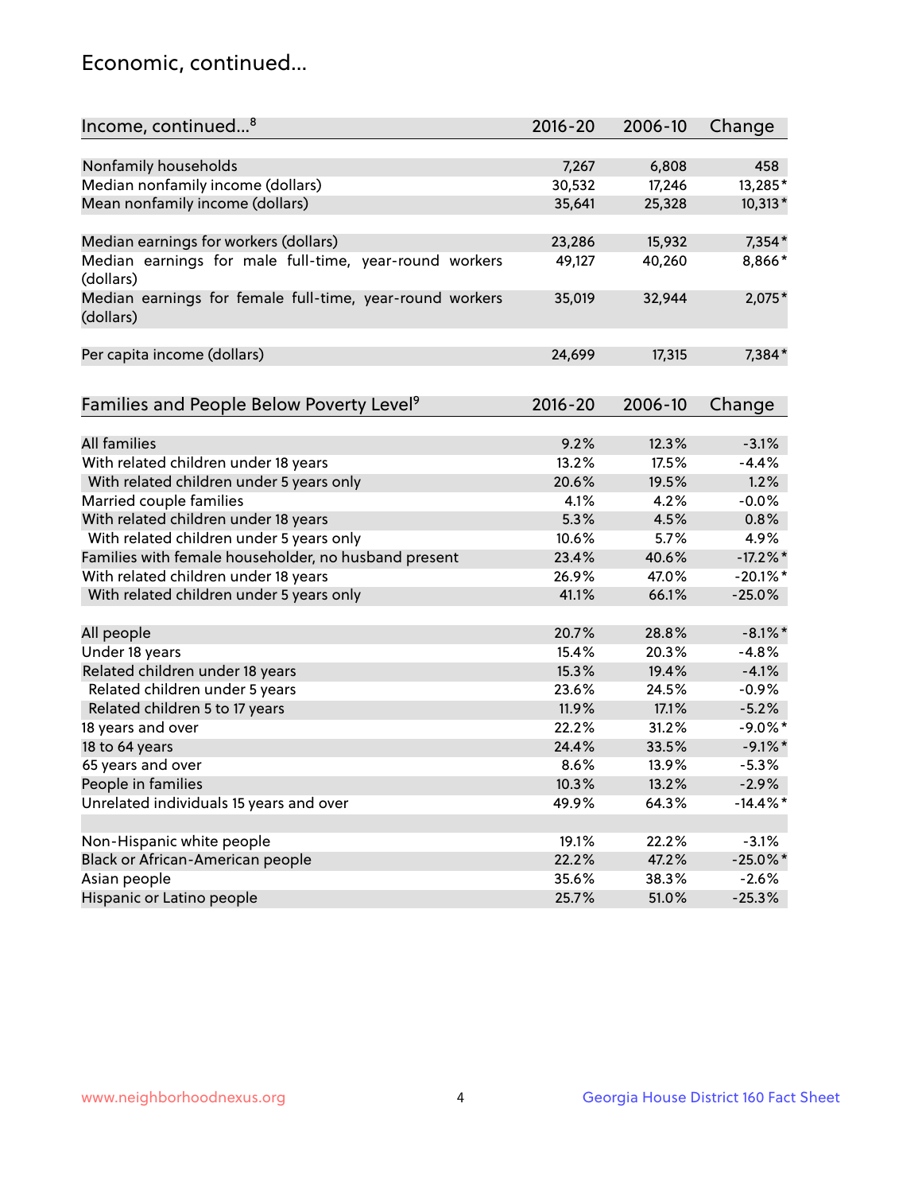## Economic, continued...

| Income, continued...[8] | 2016-20 | 2006-10 | Change |
|---|---|---|---|
| Nonfamily households | 7,267 | 6,808 | 458 |
| Median nonfamily income (dollars) | 30,532 | 17,246 | 13,285* |
| Mean nonfamily income (dollars) | 35,641 | 25,328 | 10,313* |
| Median earnings for workers (dollars) | 23,286 | 15,932 | 7,354* |
| Median earnings for male full-time, year-round workers (dollars) | 49,127 | 40,260 | 8,866* |
| Median earnings for female full-time, year-round workers (dollars) | 35,019 | 32,944 | 2,075* |
| Per capita income (dollars) | 24,699 | 17,315 | 7,384* |

| Families and People Below Poverty Level[9] | 2016-20 | 2006-10 | Change |
|---|---|---|---|
| All families | 9.2% | 12.3% | -3.1% |
| With related children under 18 years | 13.2% | 17.5% | -4.4% |
| With related children under 5 years only | 20.6% | 19.5% | 1.2% |
| Married couple families | 4.1% | 4.2% | -0.0% |
| With related children under 18 years | 5.3% | 4.5% | 0.8% |
| With related children under 5 years only | 10.6% | 5.7% | 4.9% |
| Families with female householder, no husband present | 23.4% | 40.6% | -17.2%* |
| With related children under 18 years | 26.9% | 47.0% | -20.1%* |
| With related children under 5 years only | 41.1% | 66.1% | -25.0% |
| All people | 20.7% | 28.8% | -8.1%* |
| Under 18 years | 15.4% | 20.3% | -4.8% |
| Related children under 18 years | 15.3% | 19.4% | -4.1% |
| Related children under 5 years | 23.6% | 24.5% | -0.9% |
| Related children 5 to 17 years | 11.9% | 17.1% | -5.2% |
| 18 years and over | 22.2% | 31.2% | -9.0%* |
| 18 to 64 years | 24.4% | 33.5% | -9.1%* |
| 65 years and over | 8.6% | 13.9% | -5.3% |
| People in families | 10.3% | 13.2% | -2.9% |
| Unrelated individuals 15 years and over | 49.9% | 64.3% | -14.4%* |
| Non-Hispanic white people | 19.1% | 22.2% | -3.1% |
| Black or African-American people | 22.2% | 47.2% | -25.0%* |
| Asian people | 35.6% | 38.3% | -2.6% |
| Hispanic or Latino people | 25.7% | 51.0% | -25.3% |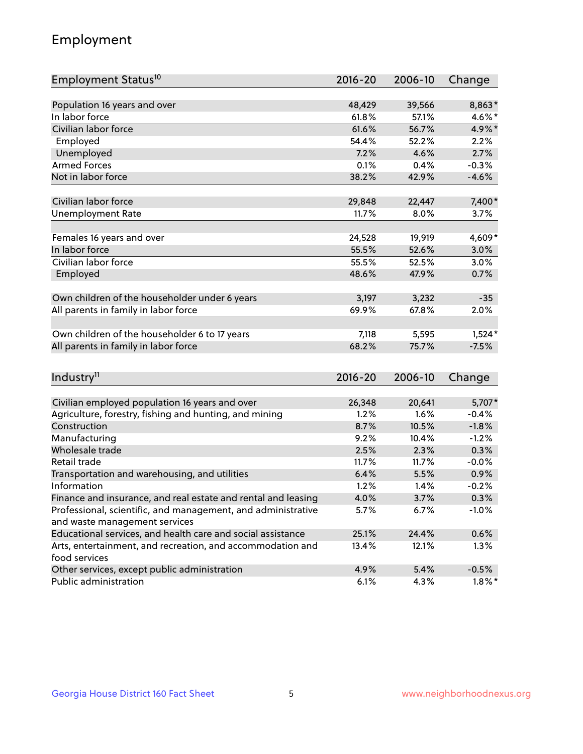# Employment

| Employment Status[10] | 2016-20 | 2006-10 | Change |
|---|---|---|---|
| Population 16 years and over | 48,429 | 39,566 | 8,863* |
| In labor force | 61.8% | 57.1% | 4.6%* |
| Civilian labor force | 61.6% | 56.7% | 4.9%* |
| Employed | 54.4% | 52.2% | 2.2% |
| Unemployed | 7.2% | 4.6% | 2.7% |
| Armed Forces | 0.1% | 0.4% | -0.3% |
| Not in labor force | 38.2% | 42.9% | -4.6% |
| | | | |
| Civilian labor force | 29,848 | 22,447 | 7,400* |
| Unemployment Rate | 11.7% | 8.0% | 3.7% |
| | | | |
| Females 16 years and over | 24,528 | 19,919 | 4,609* |
| In labor force | 55.5% | 52.6% | 3.0% |
| Civilian labor force | 55.5% | 52.5% | 3.0% |
| Employed | 48.6% | 47.9% | 0.7% |
| | | | |
| Own children of the householder under 6 years | 3,197 | 3,232 | -35 |
| All parents in family in labor force | 69.9% | 67.8% | 2.0% |
| | | | |
| Own children of the householder 6 to 17 years | 7,118 | 5,595 | 1,524* |
| All parents in family in labor force | 68.2% | 75.7% | -7.5% |

| Industry[11] | 2016-20 | 2006-10 | Change |
|---|---|---|---|
| Civilian employed population 16 years and over | 26,348 | 20,641 | 5,707* |
| Agriculture, forestry, fishing and hunting, and mining | 1.2% | 1.6% | -0.4% |
| Construction | 8.7% | 10.5% | -1.8% |
| Manufacturing | 9.2% | 10.4% | -1.2% |
| Wholesale trade | 2.5% | 2.3% | 0.3% |
| Retail trade | 11.7% | 11.7% | -0.0% |
| Transportation and warehousing, and utilities | 6.4% | 5.5% | 0.9% |
| Information | 1.2% | 1.4% | -0.2% |
| Finance and insurance, and real estate and rental and leasing | 4.0% | 3.7% | 0.3% |
| Professional, scientific, and management, and administrative and waste management services | 5.7% | 6.7% | -1.0% |
| Educational services, and health care and social assistance | 25.1% | 24.4% | 0.6% |
| Arts, entertainment, and recreation, and accommodation and food services | 13.4% | 12.1% | 1.3% |
| Other services, except public administration | 4.9% | 5.4% | -0.5% |
| Public administration | 6.1% | 4.3% | 1.8%* |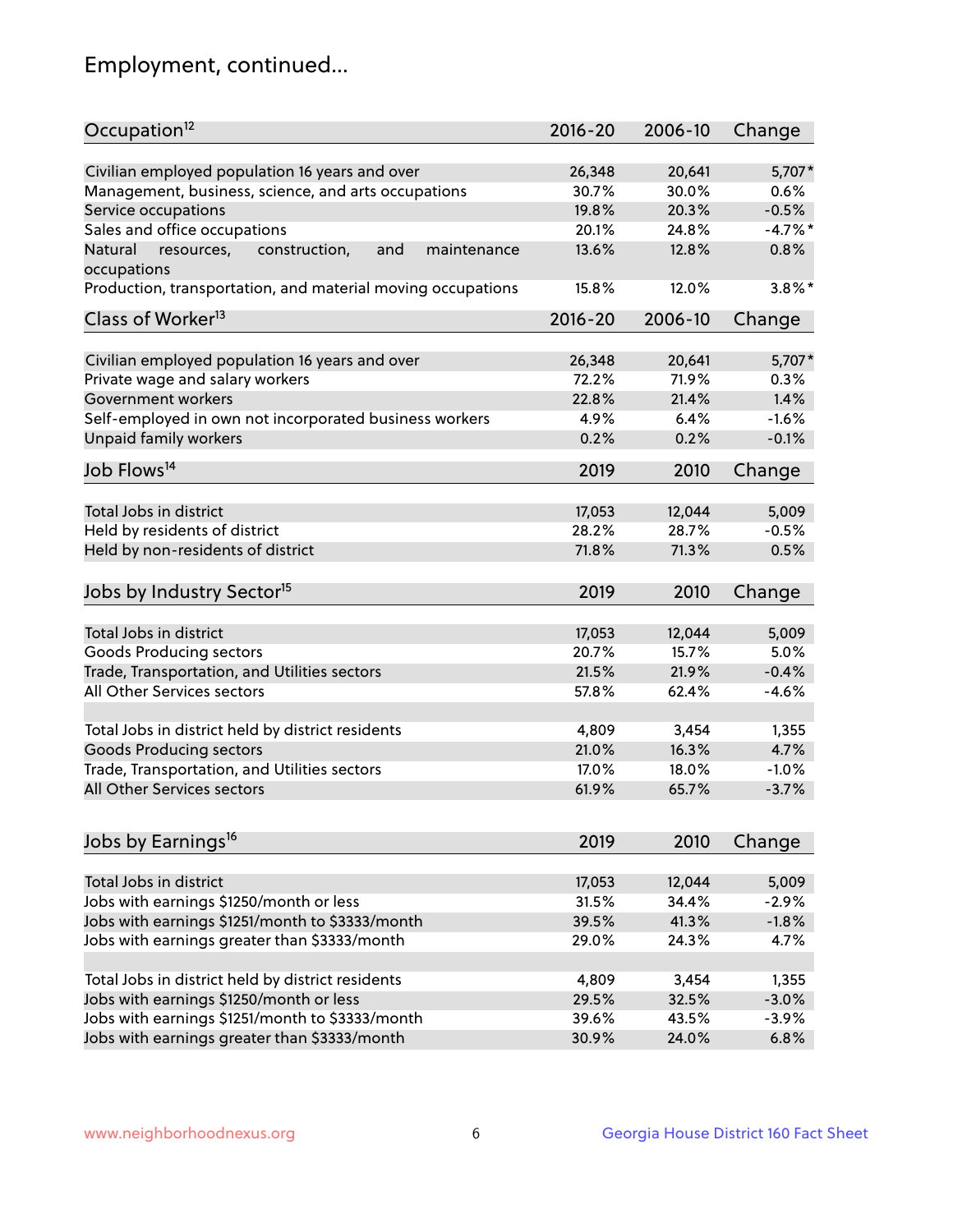# Employment, continued...

| Occupation[12] | 2016-20 | 2006-10 | Change |
|---|---|---|---|
| Civilian employed population 16 years and over | 26,348 | 20,641 | 5,707* |
| Management, business, science, and arts occupations | 30.7% | 30.0% | 0.6% |
| Service occupations | 19.8% | 20.3% | -0.5% |
| Sales and office occupations | 20.1% | 24.8% | -4.7%* |
| Natural resources, construction, and maintenance occupations | 13.6% | 12.8% | 0.8% |
| Production, transportation, and material moving occupations | 15.8% | 12.0% | 3.8%* |

| Class of Worker[13] | 2016-20 | 2006-10 | Change |
|---|---|---|---|
| Civilian employed population 16 years and over | 26,348 | 20,641 | 5,707* |
| Private wage and salary workers | 72.2% | 71.9% | 0.3% |
| Government workers | 22.8% | 21.4% | 1.4% |
| Self-employed in own not incorporated business workers | 4.9% | 6.4% | -1.6% |
| Unpaid family workers | 0.2% | 0.2% | -0.1% |

| Job Flows[14] | 2019 | 2010 | Change |
|---|---|---|---|
| Total Jobs in district | 17,053 | 12,044 | 5,009 |
| Held by residents of district | 28.2% | 28.7% | -0.5% |
| Held by non-residents of district | 71.8% | 71.3% | 0.5% |

| Jobs by Industry Sector[15] | 2019 | 2010 | Change |
|---|---|---|---|
| Total Jobs in district | 17,053 | 12,044 | 5,009 |
| Goods Producing sectors | 20.7% | 15.7% | 5.0% |
| Trade, Transportation, and Utilities sectors | 21.5% | 21.9% | -0.4% |
| All Other Services sectors | 57.8% | 62.4% | -4.6% |
| | | | |
| Total Jobs in district held by district residents | 4,809 | 3,454 | 1,355 |
| Goods Producing sectors | 21.0% | 16.3% | 4.7% |
| Trade, Transportation, and Utilities sectors | 17.0% | 18.0% | -1.0% |
| All Other Services sectors | 61.9% | 65.7% | -3.7% |

| Jobs by Earnings[16] | 2019 | 2010 | Change |
|---|---|---|---|
| Total Jobs in district | 17,053 | 12,044 | 5,009 |
| Jobs with earnings $1250/month or less | 31.5% | 34.4% | -2.9% |
| Jobs with earnings $1251/month to $3333/month | 39.5% | 41.3% | -1.8% |
| Jobs with earnings greater than $3333/month | 29.0% | 24.3% | 4.7% |
| | | | |
| Total Jobs in district held by district residents | 4,809 | 3,454 | 1,355 |
| Jobs with earnings $1250/month or less | 29.5% | 32.5% | -3.0% |
| Jobs with earnings $1251/month to $3333/month | 39.6% | 43.5% | -3.9% |
| Jobs with earnings greater than $3333/month | 30.9% | 24.0% | 6.8% |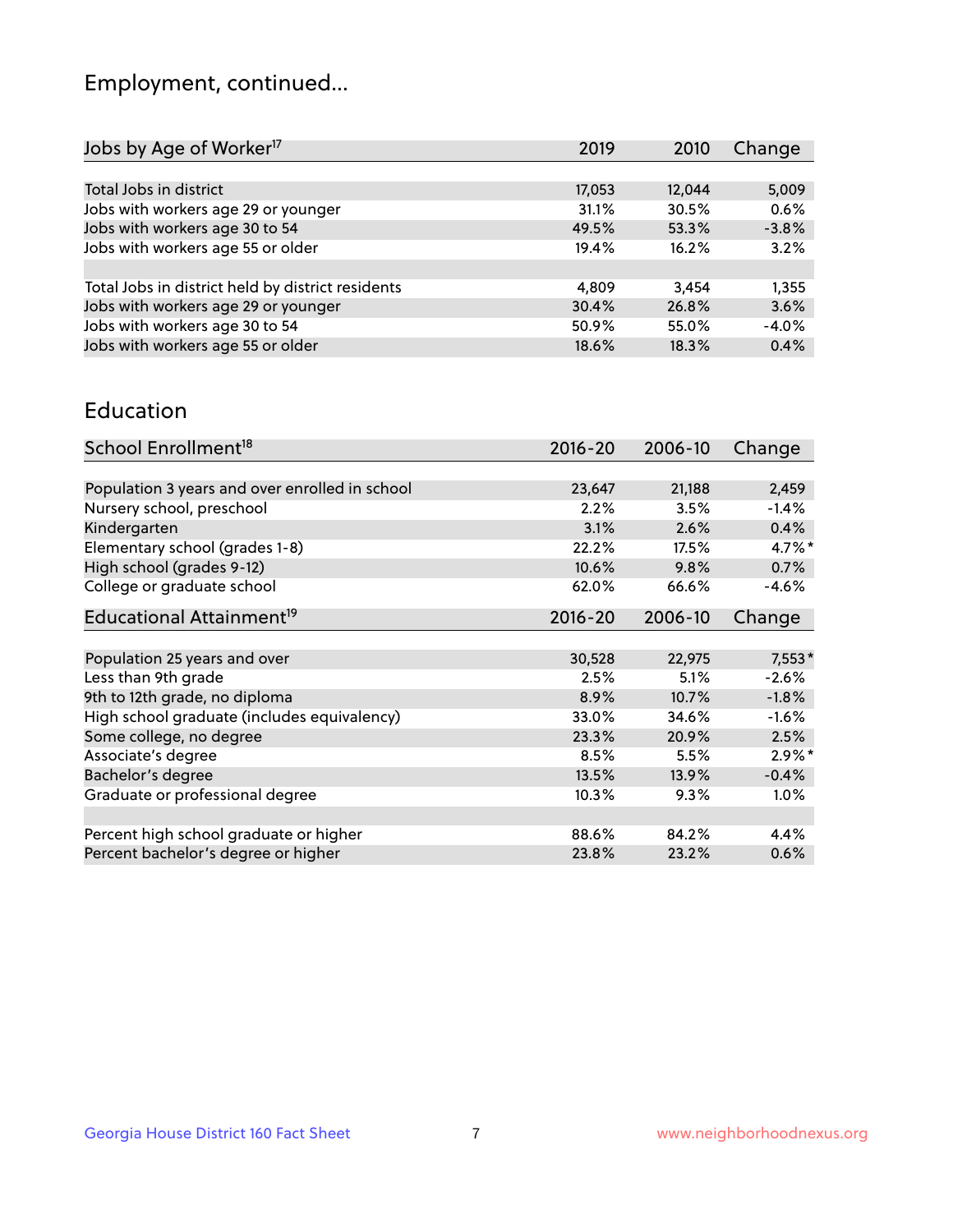# Employment, continued...

| Jobs by Age of Worker[17] | 2019 | 2010 | Change |
|---|---|---|---|
| Total Jobs in district | 17,053 | 12,044 | 5,009 |
| Jobs with workers age 29 or younger | 31.1% | 30.5% | 0.6% |
| Jobs with workers age 30 to 54 | 49.5% | 53.3% | -3.8% |
| Jobs with workers age 55 or older | 19.4% | 16.2% | 3.2% |
| | | | |
| Total Jobs in district held by district residents | 4,809 | 3,454 | 1,355 |
| Jobs with workers age 29 or younger | 30.4% | 26.8% | 3.6% |
| Jobs with workers age 30 to 54 | 50.9% | 55.0% | -4.0% |
| Jobs with workers age 55 or older | 18.6% | 18.3% | 0.4% |

## Education

| School Enrollment[18] | 2016-20 | 2006-10 | Change |
|---|---|---|---|
| Population 3 years and over enrolled in school | 23,647 | 21,188 | 2,459 |
| Nursery school, preschool | 2.2% | 3.5% | -1.4% |
| Kindergarten | 3.1% | 2.6% | 0.4% |
| Elementary school (grades 1-8) | 22.2% | 17.5% | 4.7%* |
| High school (grades 9-12) | 10.6% | 9.8% | 0.7% |
| College or graduate school | 62.0% | 66.6% | -4.6% |

| Educational Attainment[19] | 2016-20 | 2006-10 | Change |
|---|---|---|---|
| Population 25 years and over | 30,528 | 22,975 | 7,553* |
| Less than 9th grade | 2.5% | 5.1% | -2.6% |
| 9th to 12th grade, no diploma | 8.9% | 10.7% | -1.8% |
| High school graduate (includes equivalency) | 33.0% | 34.6% | -1.6% |
| Some college, no degree | 23.3% | 20.9% | 2.5% |
| Associate's degree | 8.5% | 5.5% | 2.9%* |
| Bachelor's degree | 13.5% | 13.9% | -0.4% |
| Graduate or professional degree | 10.3% | 9.3% | 1.0% |
| | | | |
| Percent high school graduate or higher | 88.6% | 84.2% | 4.4% |
| Percent bachelor's degree or higher | 23.8% | 23.2% | 0.6% |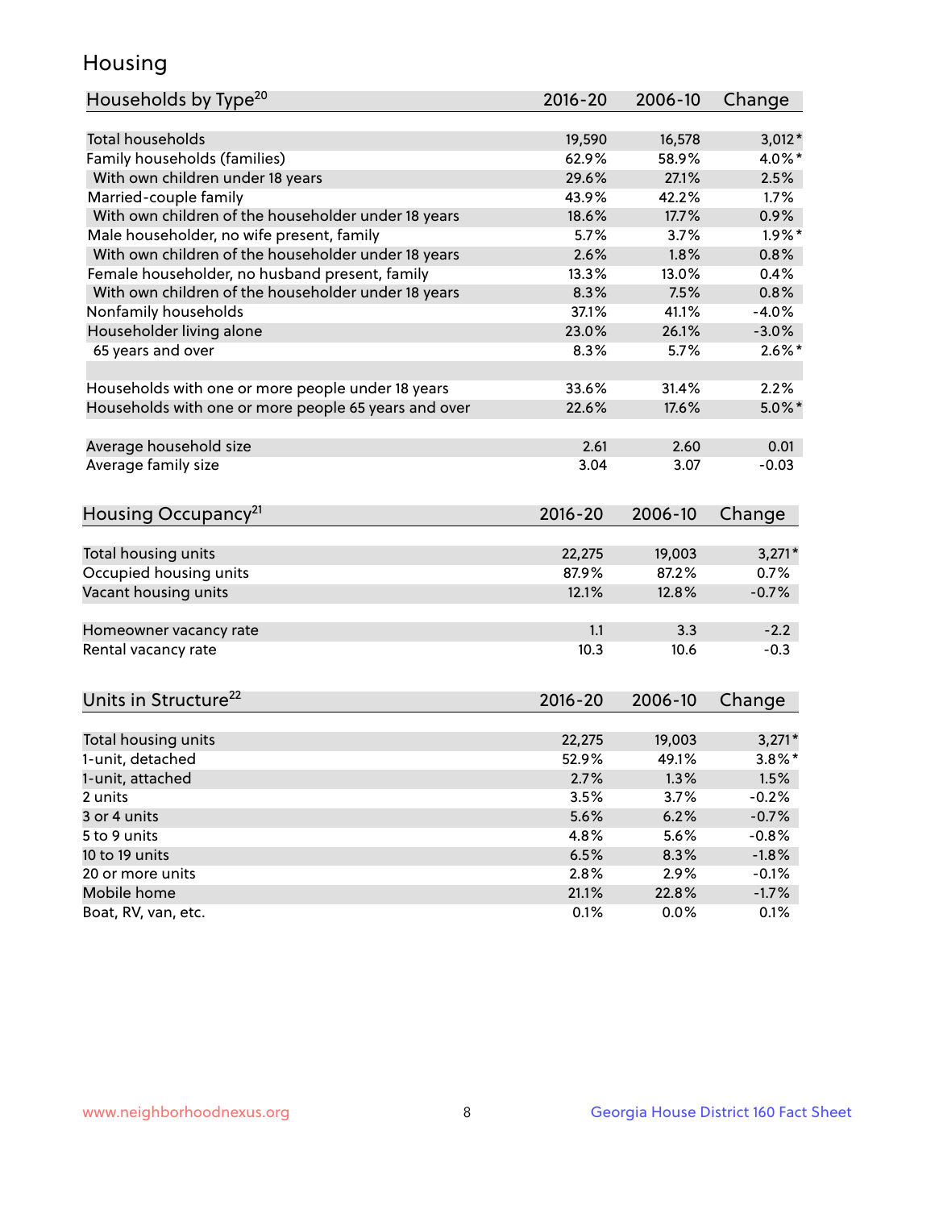## Housing

| Households by Type[20] | 2016-20 | 2006-10 | Change |
|---|---|---|---|
| Total households | 19,590 | 16,578 | 3,012* |
| Family households (families) | 62.9% | 58.9% | 4.0%* |
| With own children under 18 years | 29.6% | 27.1% | 2.5% |
| Married-couple family | 43.9% | 42.2% | 1.7% |
| With own children of the householder under 18 years | 18.6% | 17.7% | 0.9% |
| Male householder, no wife present, family | 5.7% | 3.7% | 1.9%* |
| With own children of the householder under 18 years | 2.6% | 1.8% | 0.8% |
| Female householder, no husband present, family | 13.3% | 13.0% | 0.4% |
| With own children of the householder under 18 years | 8.3% | 7.5% | 0.8% |
| Nonfamily households | 37.1% | 41.1% | -4.0% |
| Householder living alone | 23.0% | 26.1% | -3.0% |
| 65 years and over | 8.3% | 5.7% | 2.6%* |
| | | | |
| Households with one or more people under 18 years | 33.6% | 31.4% | 2.2% |
| Households with one or more people 65 years and over | 22.6% | 17.6% | 5.0%* |
| | | | |
| Average household size | 2.61 | 2.60 | 0.01 |
| Average family size | 3.04 | 3.07 | -0.03 |

| Housing Occupancy[21] | 2016-20 | 2006-10 | Change |
|---|---|---|---|
| Total housing units | 22,275 | 19,003 | 3,271* |
| Occupied housing units | 87.9% | 87.2% | 0.7% |
| Vacant housing units | 12.1% | 12.8% | -0.7% |
| | | | |
| Homeowner vacancy rate | 1.1 | 3.3 | -2.2 |
| Rental vacancy rate | 10.3 | 10.6 | -0.3 |

| Units in Structure[22] | 2016-20 | 2006-10 | Change |
|---|---|---|---|
| Total housing units | 22,275 | 19,003 | 3,271* |
| 1-unit, detached | 52.9% | 49.1% | 3.8%* |
| 1-unit, attached | 2.7% | 1.3% | 1.5% |
| 2 units | 3.5% | 3.7% | -0.2% |
| 3 or 4 units | 5.6% | 6.2% | -0.7% |
| 5 to 9 units | 4.8% | 5.6% | -0.8% |
| 10 to 19 units | 6.5% | 8.3% | -1.8% |
| 20 or more units | 2.8% | 2.9% | -0.1% |
| Mobile home | 21.1% | 22.8% | -1.7% |
| Boat, RV, van, etc. | 0.1% | 0.0% | 0.1% |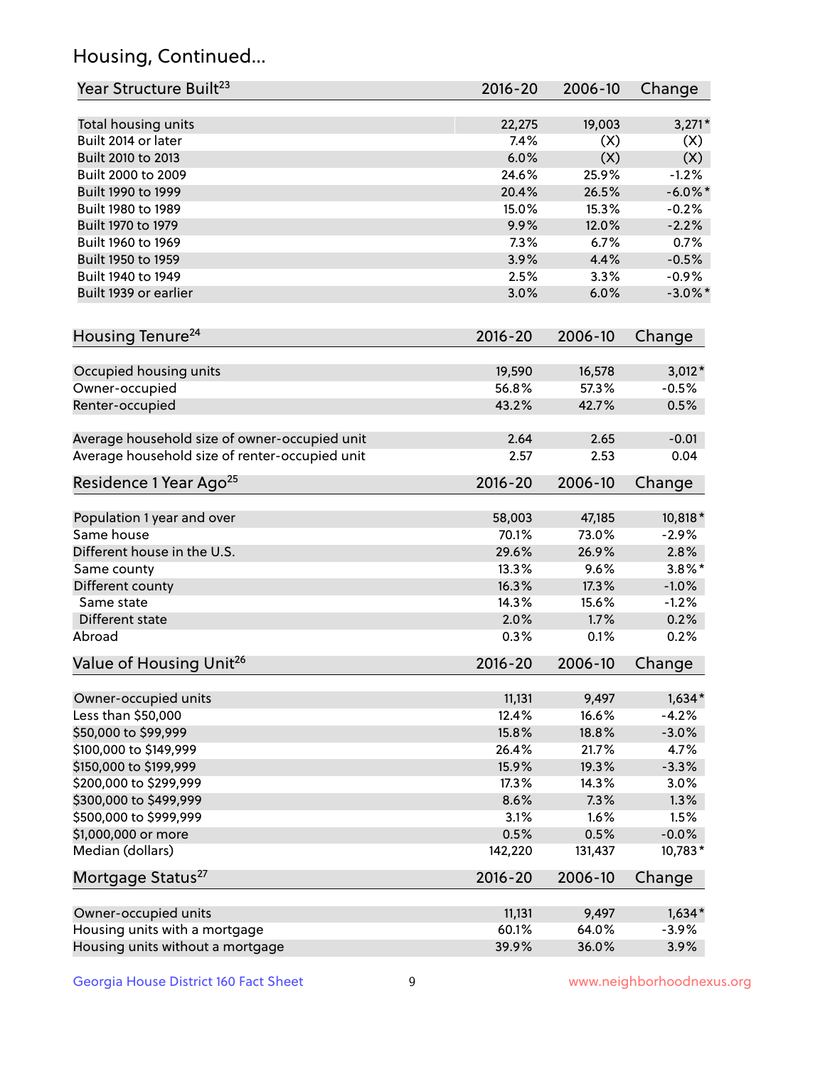## Housing, Continued...

| Year Structure Built[23] | 2016-20 | 2006-10 | Change |
|---|---|---|---|
| Total housing units | 22,275 | 19,003 | 3,271* |
| Built 2014 or later | 7.4% | (X) | (X) |
| Built 2010 to 2013 | 6.0% | (X) | (X) |
| Built 2000 to 2009 | 24.6% | 25.9% | -1.2% |
| Built 1990 to 1999 | 20.4% | 26.5% | -6.0%* |
| Built 1980 to 1989 | 15.0% | 15.3% | -0.2% |
| Built 1970 to 1979 | 9.9% | 12.0% | -2.2% |
| Built 1960 to 1969 | 7.3% | 6.7% | 0.7% |
| Built 1950 to 1959 | 3.9% | 4.4% | -0.5% |
| Built 1940 to 1949 | 2.5% | 3.3% | -0.9% |
| Built 1939 or earlier | 3.0% | 6.0% | -3.0%* |

| Housing Tenure[24] | 2016-20 | 2006-10 | Change |
|---|---|---|---|
| Occupied housing units | 19,590 | 16,578 | 3,012* |
| Owner-occupied | 56.8% | 57.3% | -0.5% |
| Renter-occupied | 43.2% | 42.7% | 0.5% |
| Average household size of owner-occupied unit | 2.64 | 2.65 | -0.01 |
| Average household size of renter-occupied unit | 2.57 | 2.53 | 0.04 |

| Residence 1 Year Ago[25] | 2016-20 | 2006-10 | Change |
|---|---|---|---|
| Population 1 year and over | 58,003 | 47,185 | 10,818* |
| Same house | 70.1% | 73.0% | -2.9% |
| Different house in the U.S. | 29.6% | 26.9% | 2.8% |
| Same county | 13.3% | 9.6% | 3.8%* |
| Different county | 16.3% | 17.3% | -1.0% |
| Same state | 14.3% | 15.6% | -1.2% |
| Different state | 2.0% | 1.7% | 0.2% |
| Abroad | 0.3% | 0.1% | 0.2% |

| Value of Housing Unit[26] | 2016-20 | 2006-10 | Change |
|---|---|---|---|
| Owner-occupied units | 11,131 | 9,497 | 1,634* |
| Less than $50,000 | 12.4% | 16.6% | -4.2% |
| $50,000 to $99,999 | 15.8% | 18.8% | -3.0% |
| $100,000 to $149,999 | 26.4% | 21.7% | 4.7% |
| $150,000 to $199,999 | 15.9% | 19.3% | -3.3% |
| $200,000 to $299,999 | 17.3% | 14.3% | 3.0% |
| $300,000 to $499,999 | 8.6% | 7.3% | 1.3% |
| $500,000 to $999,999 | 3.1% | 1.6% | 1.5% |
| $1,000,000 or more | 0.5% | 0.5% | -0.0% |
| Median (dollars) | 142,220 | 131,437 | 10,783* |

| Mortgage Status[27] | 2016-20 | 2006-10 | Change |
|---|---|---|---|
| Owner-occupied units | 11,131 | 9,497 | 1,634* |
| Housing units with a mortgage | 60.1% | 64.0% | -3.9% |
| Housing units without a mortgage | 39.9% | 36.0% | 3.9% |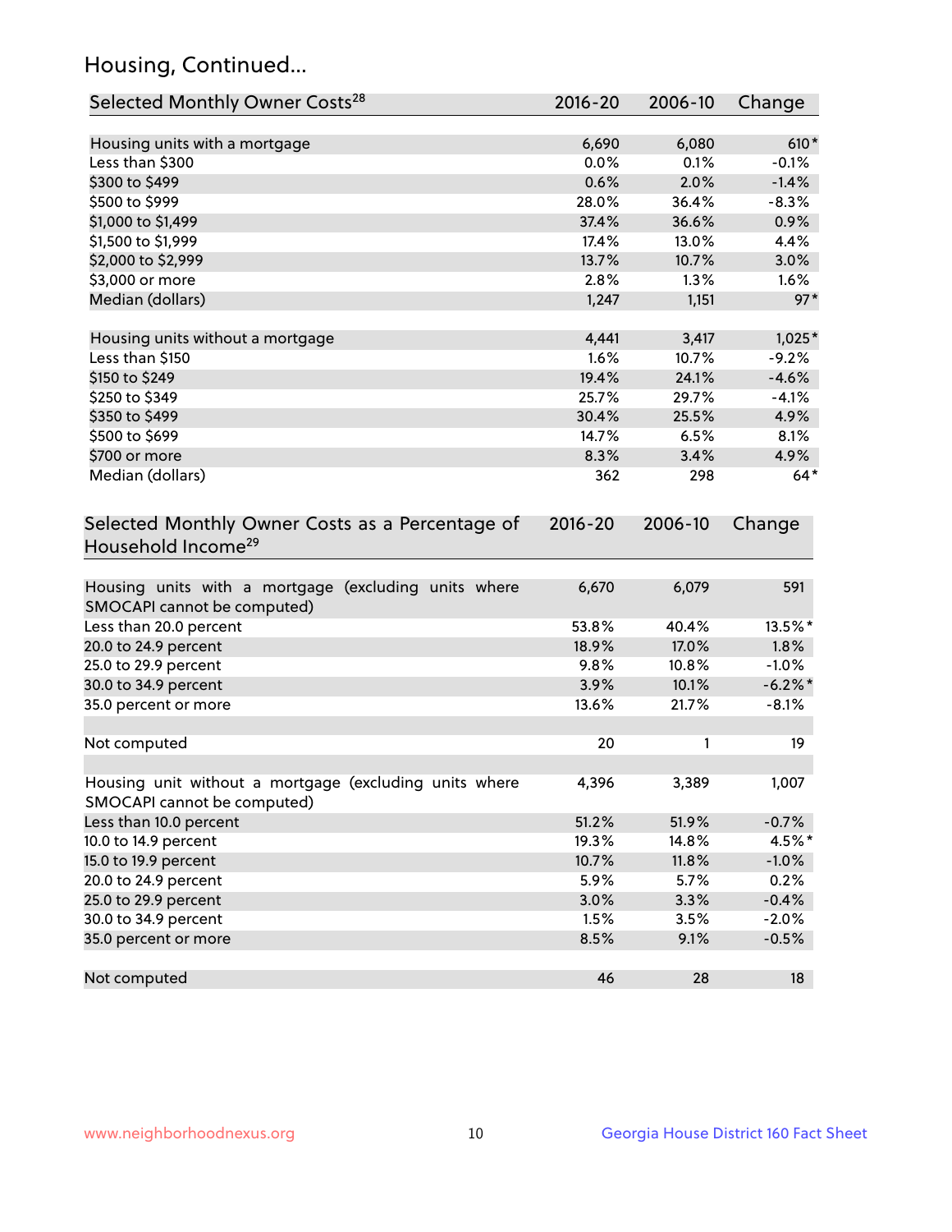## Housing, Continued...

| Selected Monthly Owner Costs[28] | 2016-20 | 2006-10 | Change |
|---|---|---|---|
| Housing units with a mortgage | 6,690 | 6,080 | 610* |
| Less than $300 | 0.0% | 0.1% | -0.1% |
| $300 to $499 | 0.6% | 2.0% | -1.4% |
| $500 to $999 | 28.0% | 36.4% | -8.3% |
| $1,000 to $1,499 | 37.4% | 36.6% | 0.9% |
| $1,500 to $1,999 | 17.4% | 13.0% | 4.4% |
| $2,000 to $2,999 | 13.7% | 10.7% | 3.0% |
| $3,000 or more | 2.8% | 1.3% | 1.6% |
| Median (dollars) | 1,247 | 1,151 | 97* |
| | | | |
| Housing units without a mortgage | 4,441 | 3,417 | 1,025* |
| Less than $150 | 1.6% | 10.7% | -9.2% |
| $150 to $249 | 19.4% | 24.1% | -4.6% |
| $250 to $349 | 25.7% | 29.7% | -4.1% |
| $350 to $499 | 30.4% | 25.5% | 4.9% |
| $500 to $699 | 14.7% | 6.5% | 8.1% |
| $700 or more | 8.3% | 3.4% | 4.9% |
| Median (dollars) | 362 | 298 | 64* |

| Selected Monthly Owner Costs as a Percentage of Household Income[29] | 2016-20 | 2006-10 | Change |
|---|---|---|---|
| Housing units with a mortgage (excluding units where SMOCAPI cannot be computed) | 6,670 | 6,079 | 591 |
| Less than 20.0 percent | 53.8% | 40.4% | 13.5%* |
| 20.0 to 24.9 percent | 18.9% | 17.0% | 1.8% |
| 25.0 to 29.9 percent | 9.8% | 10.8% | -1.0% |
| 30.0 to 34.9 percent | 3.9% | 10.1% | -6.2%* |
| 35.0 percent or more | 13.6% | 21.7% | -8.1% |
| | | | |
| Not computed | 20 | 1 | 19 |
| | | | |
| Housing unit without a mortgage (excluding units where SMOCAPI cannot be computed) | 4,396 | 3,389 | 1,007 |
| Less than 10.0 percent | 51.2% | 51.9% | -0.7% |
| 10.0 to 14.9 percent | 19.3% | 14.8% | 4.5%* |
| 15.0 to 19.9 percent | 10.7% | 11.8% | -1.0% |
| 20.0 to 24.9 percent | 5.9% | 5.7% | 0.2% |
| 25.0 to 29.9 percent | 3.0% | 3.3% | -0.4% |
| 30.0 to 34.9 percent | 1.5% | 3.5% | -2.0% |
| 35.0 percent or more | 8.5% | 9.1% | -0.5% |
| | | | |
| Not computed | 46 | 28 | 18 |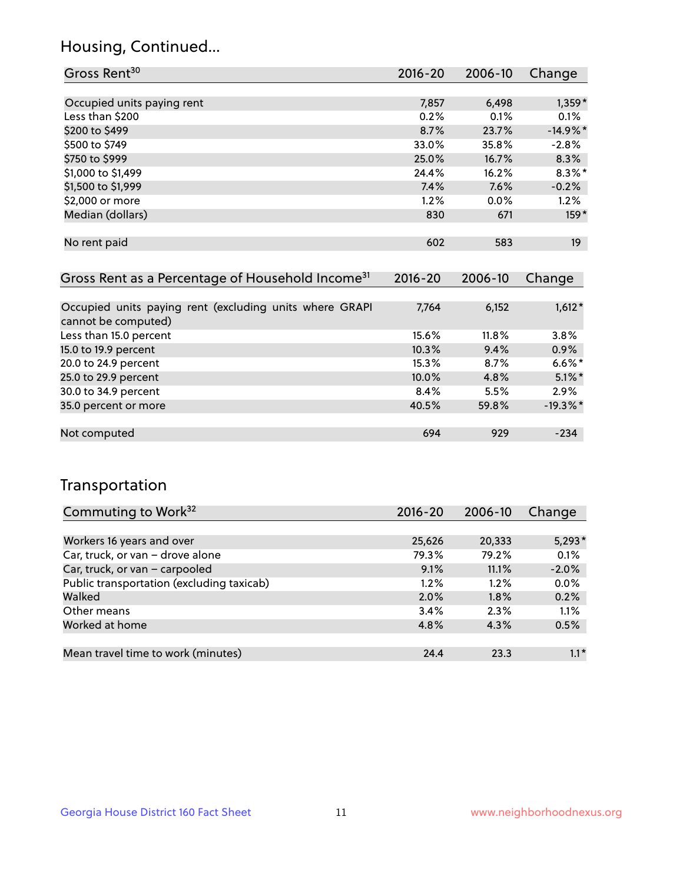## Housing, Continued...

| Gross Rent[30] | 2016-20 | 2006-10 | Change |
|---|---|---|---|
| Occupied units paying rent | 7,857 | 6,498 | 1,359* |
| Less than $200 | 0.2% | 0.1% | 0.1% |
| $200 to $499 | 8.7% | 23.7% | -14.9%* |
| $500 to $749 | 33.0% | 35.8% | -2.8% |
| $750 to $999 | 25.0% | 16.7% | 8.3% |
| $1,000 to $1,499 | 24.4% | 16.2% | 8.3%* |
| $1,500 to $1,999 | 7.4% | 7.6% | -0.2% |
| $2,000 or more | 1.2% | 0.0% | 1.2% |
| Median (dollars) | 830 | 671 | 159* |
| No rent paid | 602 | 583 | 19 |

| Gross Rent as a Percentage of Household Income[31] | 2016-20 | 2006-10 | Change |
|---|---|---|---|
| Occupied units paying rent (excluding units where GRAPI cannot be computed) | 7,764 | 6,152 | 1,612* |
| Less than 15.0 percent | 15.6% | 11.8% | 3.8% |
| 15.0 to 19.9 percent | 10.3% | 9.4% | 0.9% |
| 20.0 to 24.9 percent | 15.3% | 8.7% | 6.6%* |
| 25.0 to 29.9 percent | 10.0% | 4.8% | 5.1%* |
| 30.0 to 34.9 percent | 8.4% | 5.5% | 2.9% |
| 35.0 percent or more | 40.5% | 59.8% | -19.3%* |
| Not computed | 694 | 929 | -234 |

## Transportation

| Commuting to Work[32] | 2016-20 | 2006-10 | Change |
|---|---|---|---|
| Workers 16 years and over | 25,626 | 20,333 | 5,293* |
| Car, truck, or van – drove alone | 79.3% | 79.2% | 0.1% |
| Car, truck, or van – carpooled | 9.1% | 11.1% | -2.0% |
| Public transportation (excluding taxicab) | 1.2% | 1.2% | 0.0% |
| Walked | 2.0% | 1.8% | 0.2% |
| Other means | 3.4% | 2.3% | 1.1% |
| Worked at home | 4.8% | 4.3% | 0.5% |
| Mean travel time to work (minutes) | 24.4 | 23.3 | 1.1* |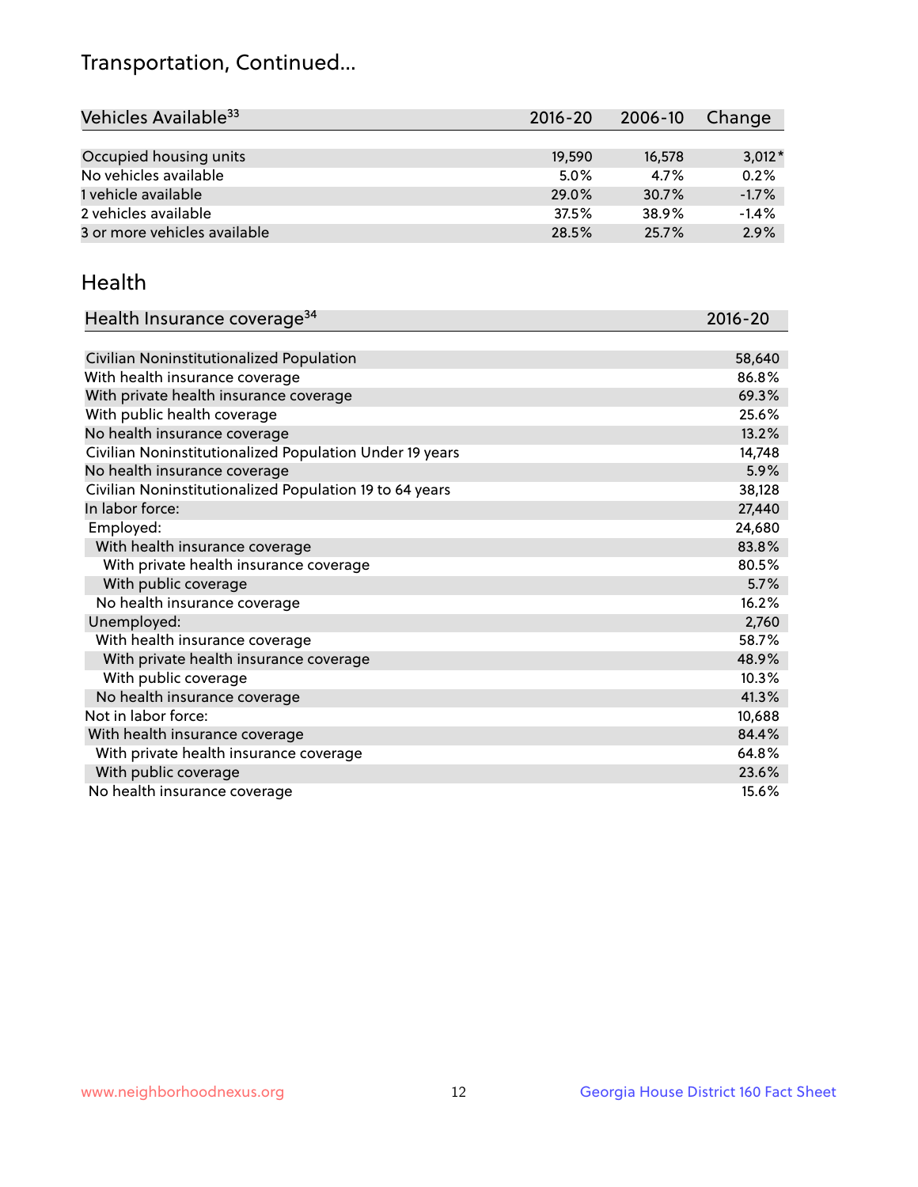# Transportation, Continued...

| Vehicles Available[33] | 2016-20 | 2006-10 | Change |
|---|---|---|---|
| Occupied housing units | 19,590 | 16,578 | 3,012* |
| No vehicles available | 5.0% | 4.7% | 0.2% |
| 1 vehicle available | 29.0% | 30.7% | -1.7% |
| 2 vehicles available | 37.5% | 38.9% | -1.4% |
| 3 or more vehicles available | 28.5% | 25.7% | 2.9% |

## Health

| Health Insurance coverage[34] | 2016-20 |
|---|---|
| Civilian Noninstitutionalized Population | 58,640 |
| With health insurance coverage | 86.8% |
| With private health insurance coverage | 69.3% |
| With public health coverage | 25.6% |
| No health insurance coverage | 13.2% |
| Civilian Noninstitutionalized Population Under 19 years | 14,748 |
| No health insurance coverage | 5.9% |
| Civilian Noninstitutionalized Population 19 to 64 years | 38,128 |
| In labor force: | 27,440 |
| Employed: | 24,680 |
| With health insurance coverage | 83.8% |
| With private health insurance coverage | 80.5% |
| With public coverage | 5.7% |
| No health insurance coverage | 16.2% |
| Unemployed: | 2,760 |
| With health insurance coverage | 58.7% |
| With private health insurance coverage | 48.9% |
| With public coverage | 10.3% |
| No health insurance coverage | 41.3% |
| Not in labor force: | 10,688 |
| With health insurance coverage | 84.4% |
| With private health insurance coverage | 64.8% |
| With public coverage | 23.6% |
| No health insurance coverage | 15.6% |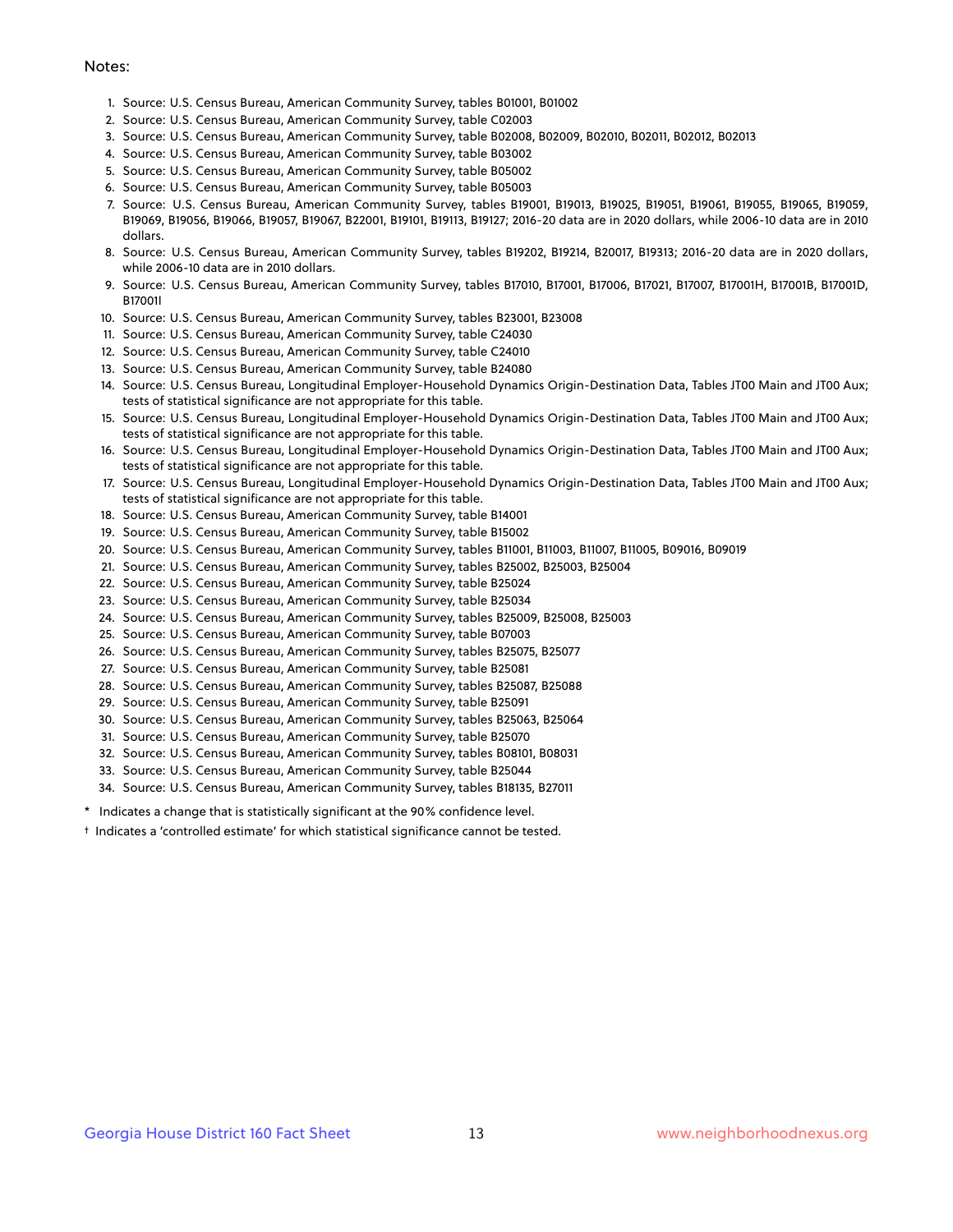Notes:

1. Source: U.S. Census Bureau, American Community Survey, tables B01001, B01002
2. Source: U.S. Census Bureau, American Community Survey, table C02003
3. Source: U.S. Census Bureau, American Community Survey, table B02008, B02009, B02010, B02011, B02012, B02013
4. Source: U.S. Census Bureau, American Community Survey, table B03002
5. Source: U.S. Census Bureau, American Community Survey, table B05002
6. Source: U.S. Census Bureau, American Community Survey, table B05003
7. Source: U.S. Census Bureau, American Community Survey, tables B19001, B19013, B19025, B19051, B19061, B19055, B19065, B19059, B19069, B19056, B19066, B19057, B19067, B22001, B19101, B19113, B19127; 2016-20 data are in 2020 dollars, while 2006-10 data are in 2010 dollars.
8. Source: U.S. Census Bureau, American Community Survey, tables B19202, B19214, B20017, B19313; 2016-20 data are in 2020 dollars, while 2006-10 data are in 2010 dollars.
9. Source: U.S. Census Bureau, American Community Survey, tables B17010, B17001, B17006, B17021, B17007, B17001H, B17001B, B17001D, B17001I
10. Source: U.S. Census Bureau, American Community Survey, tables B23001, B23008
11. Source: U.S. Census Bureau, American Community Survey, table C24030
12. Source: U.S. Census Bureau, American Community Survey, table C24010
13. Source: U.S. Census Bureau, American Community Survey, table B24080
14. Source: U.S. Census Bureau, Longitudinal Employer-Household Dynamics Origin-Destination Data, Tables JT00 Main and JT00 Aux; tests of statistical significance are not appropriate for this table.
15. Source: U.S. Census Bureau, Longitudinal Employer-Household Dynamics Origin-Destination Data, Tables JT00 Main and JT00 Aux; tests of statistical significance are not appropriate for this table.
16. Source: U.S. Census Bureau, Longitudinal Employer-Household Dynamics Origin-Destination Data, Tables JT00 Main and JT00 Aux; tests of statistical significance are not appropriate for this table.
17. Source: U.S. Census Bureau, Longitudinal Employer-Household Dynamics Origin-Destination Data, Tables JT00 Main and JT00 Aux; tests of statistical significance are not appropriate for this table.
18. Source: U.S. Census Bureau, American Community Survey, table B14001
19. Source: U.S. Census Bureau, American Community Survey, table B15002
20. Source: U.S. Census Bureau, American Community Survey, tables B11001, B11003, B11007, B11005, B09016, B09019
21. Source: U.S. Census Bureau, American Community Survey, tables B25002, B25003, B25004
22. Source: U.S. Census Bureau, American Community Survey, table B25024
23. Source: U.S. Census Bureau, American Community Survey, table B25034
24. Source: U.S. Census Bureau, American Community Survey, tables B25009, B25008, B25003
25. Source: U.S. Census Bureau, American Community Survey, table B07003
26. Source: U.S. Census Bureau, American Community Survey, tables B25075, B25077
27. Source: U.S. Census Bureau, American Community Survey, table B25081
28. Source: U.S. Census Bureau, American Community Survey, tables B25087, B25088
29. Source: U.S. Census Bureau, American Community Survey, table B25091
30. Source: U.S. Census Bureau, American Community Survey, tables B25063, B25064
31. Source: U.S. Census Bureau, American Community Survey, table B25070
32. Source: U.S. Census Bureau, American Community Survey, tables B08101, B08031
33. Source: U.S. Census Bureau, American Community Survey, table B25044
34. Source: U.S. Census Bureau, American Community Survey, tables B18135, B27011

\* Indicates a change that is statistically significant at the 90% confidence level.

† Indicates a 'controlled estimate' for which statistical significance cannot be tested.